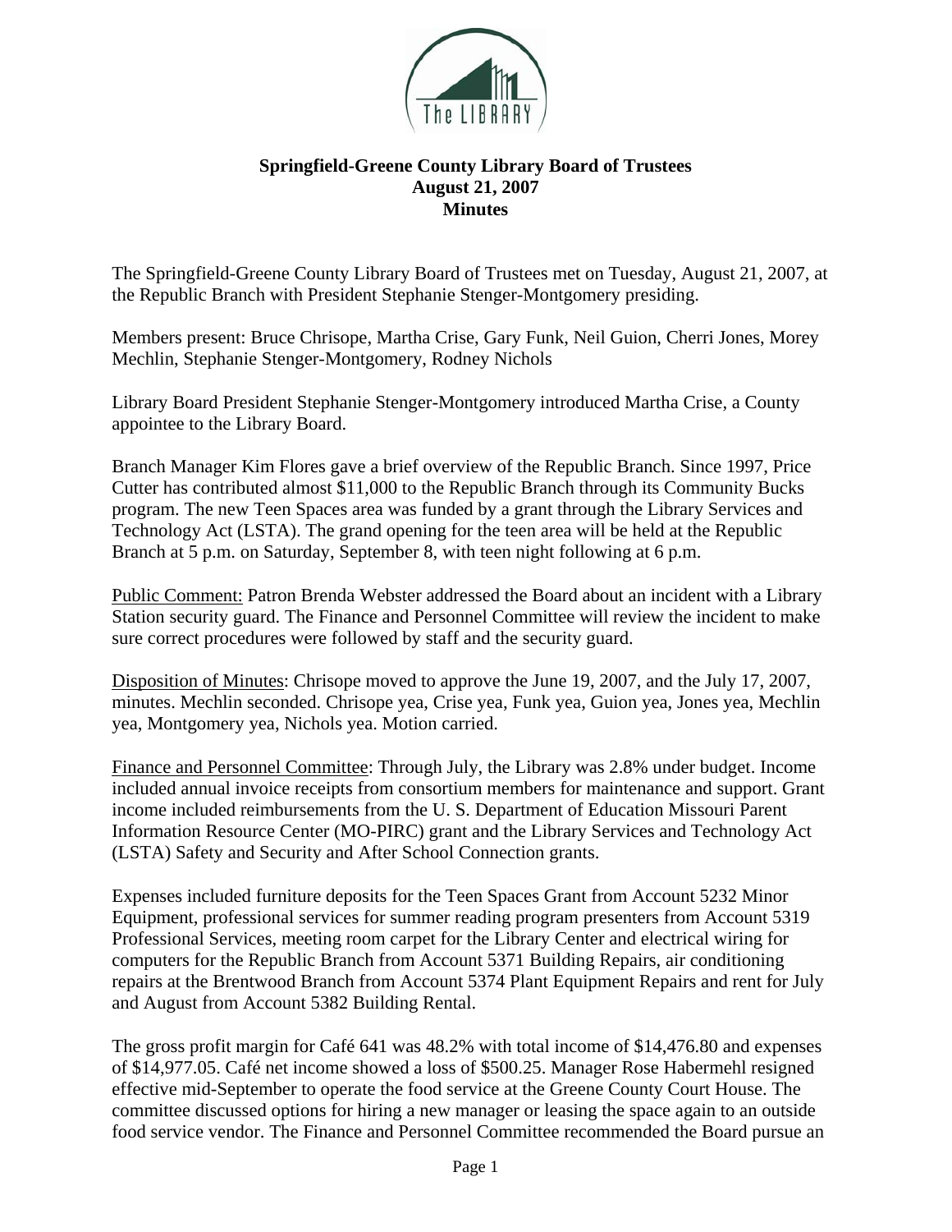# Springfield-Greene County Library Board of Trustees
## August 21, 2007
## Minutes

The Springfield-Greene County Library Board of Trustees met on Tuesday, August 21, 2007, at the Republic Branch with President Stephanie Stenger-Montgomery presiding.

Members present: Bruce Chrisope, Martha Crise, Gary Funk, Neil Guion, Cherri Jones, Morey Mechlin, Stephanie Stenger-Montgomery, Rodney Nichols

Library Board President Stephanie Stenger-Montgomery introduced Martha Crise, a County appointee to the Library Board.

Branch Manager Kim Flores gave a brief overview of the Republic Branch. Since 1997, Price Cutter has contributed almost $11,000 to the Republic Branch through its Community Bucks program. The new Teen Spaces area was funded by a grant through the Library Services and Technology Act (LSTA). The grand opening for the teen area will be held at the Republic Branch at 5 p.m. on Saturday, September 8, with teen night following at 6 p.m.

Public Comment: Patron Brenda Webster addressed the Board about an incident with a Library Station security guard. The Finance and Personnel Committee will review the incident to make sure correct procedures were followed by staff and the security guard.

Disposition of Minutes: Chrisope moved to approve the June 19, 2007, and the July 17, 2007, minutes. Mechlin seconded. Chrisope yea, Crise yea, Funk yea, Guion yea, Jones yea, Mechlin yea, Montgomery yea, Nichols yea. Motion carried.

Finance and Personnel Committee: Through July, the Library was 2.8% under budget. Income included annual invoice receipts from consortium members for maintenance and support. Grant income included reimbursements from the U. S. Department of Education Missouri Parent Information Resource Center (MO-PIRC) grant and the Library Services and Technology Act (LSTA) Safety and Security and After School Connection grants.

Expenses included furniture deposits for the Teen Spaces Grant from Account 5232 Minor Equipment, professional services for summer reading program presenters from Account 5319 Professional Services, meeting room carpet for the Library Center and electrical wiring for computers for the Republic Branch from Account 5371 Building Repairs, air conditioning repairs at the Brentwood Branch from Account 5374 Plant Equipment Repairs and rent for July and August from Account 5382 Building Rental.

The gross profit margin for Café 641 was 48.2% with total income of $14,476.80 and expenses of $14,977.05. Café net income showed a loss of $500.25. Manager Rose Habermehl resigned effective mid-September to operate the food service at the Greene County Court House. The committee discussed options for hiring a new manager or leasing the space again to an outside food service vendor. The Finance and Personnel Committee recommended the Board pursue an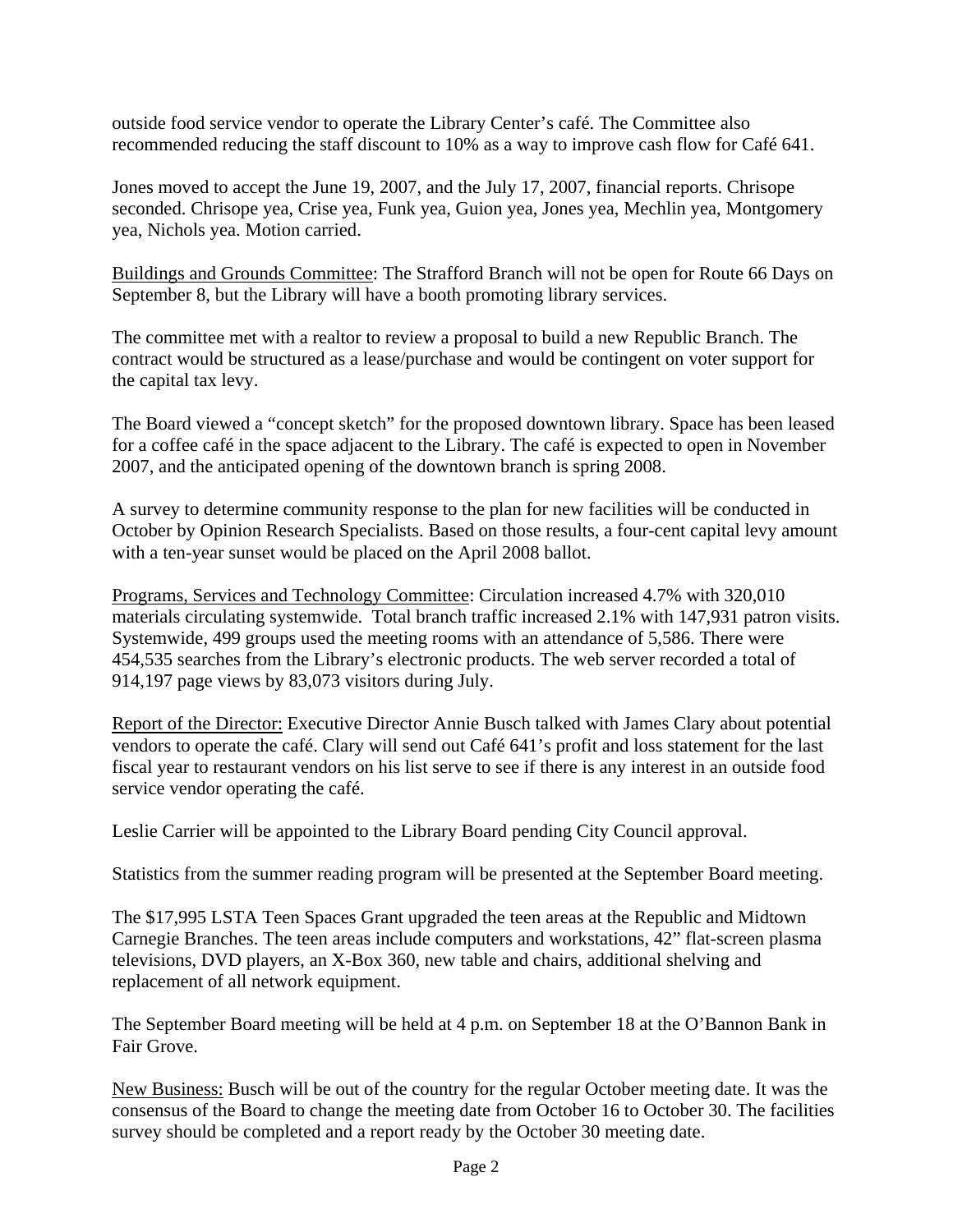outside food service vendor to operate the Library Center's café. The Committee also recommended reducing the staff discount to 10% as a way to improve cash flow for Café 641.

Jones moved to accept the June 19, 2007, and the July 17, 2007, financial reports. Chrisope seconded. Chrisope yea, Crise yea, Funk yea, Guion yea, Jones yea, Mechlin yea, Montgomery yea, Nichols yea. Motion carried.

<u>Buildings and Grounds Committee</u>: The Strafford Branch will not be open for Route 66 Days on September 8, but the Library will have a booth promoting library services.

The committee met with a realtor to review a proposal to build a new Republic Branch. The contract would be structured as a lease/purchase and would be contingent on voter support for the capital tax levy.

The Board viewed a "concept sketch" for the proposed downtown library. Space has been leased for a coffee café in the space adjacent to the Library. The café is expected to open in November 2007, and the anticipated opening of the downtown branch is spring 2008.

A survey to determine community response to the plan for new facilities will be conducted in October by Opinion Research Specialists. Based on those results, a four-cent capital levy amount with a ten-year sunset would be placed on the April 2008 ballot.

<u>Programs, Services and Technology Committee</u>: Circulation increased 4.7% with 320,010 materials circulating systemwide. Total branch traffic increased 2.1% with 147,931 patron visits. Systemwide, 499 groups used the meeting rooms with an attendance of 5,586. There were 454,535 searches from the Library's electronic products. The web server recorded a total of 914,197 page views by 83,073 visitors during July.

<u>Report of the Director:</u> Executive Director Annie Busch talked with James Clary about potential vendors to operate the café. Clary will send out Café 641's profit and loss statement for the last fiscal year to restaurant vendors on his list serve to see if there is any interest in an outside food service vendor operating the café.

Leslie Carrier will be appointed to the Library Board pending City Council approval.

Statistics from the summer reading program will be presented at the September Board meeting.

The $17,995 LSTA Teen Spaces Grant upgraded the teen areas at the Republic and Midtown Carnegie Branches. The teen areas include computers and workstations, 42" flat-screen plasma televisions, DVD players, an X-Box 360, new table and chairs, additional shelving and replacement of all network equipment.

The September Board meeting will be held at 4 p.m. on September 18 at the O'Bannon Bank in Fair Grove.

<u>New Business:</u> Busch will be out of the country for the regular October meeting date. It was the consensus of the Board to change the meeting date from October 16 to October 30. The facilities survey should be completed and a report ready by the October 30 meeting date.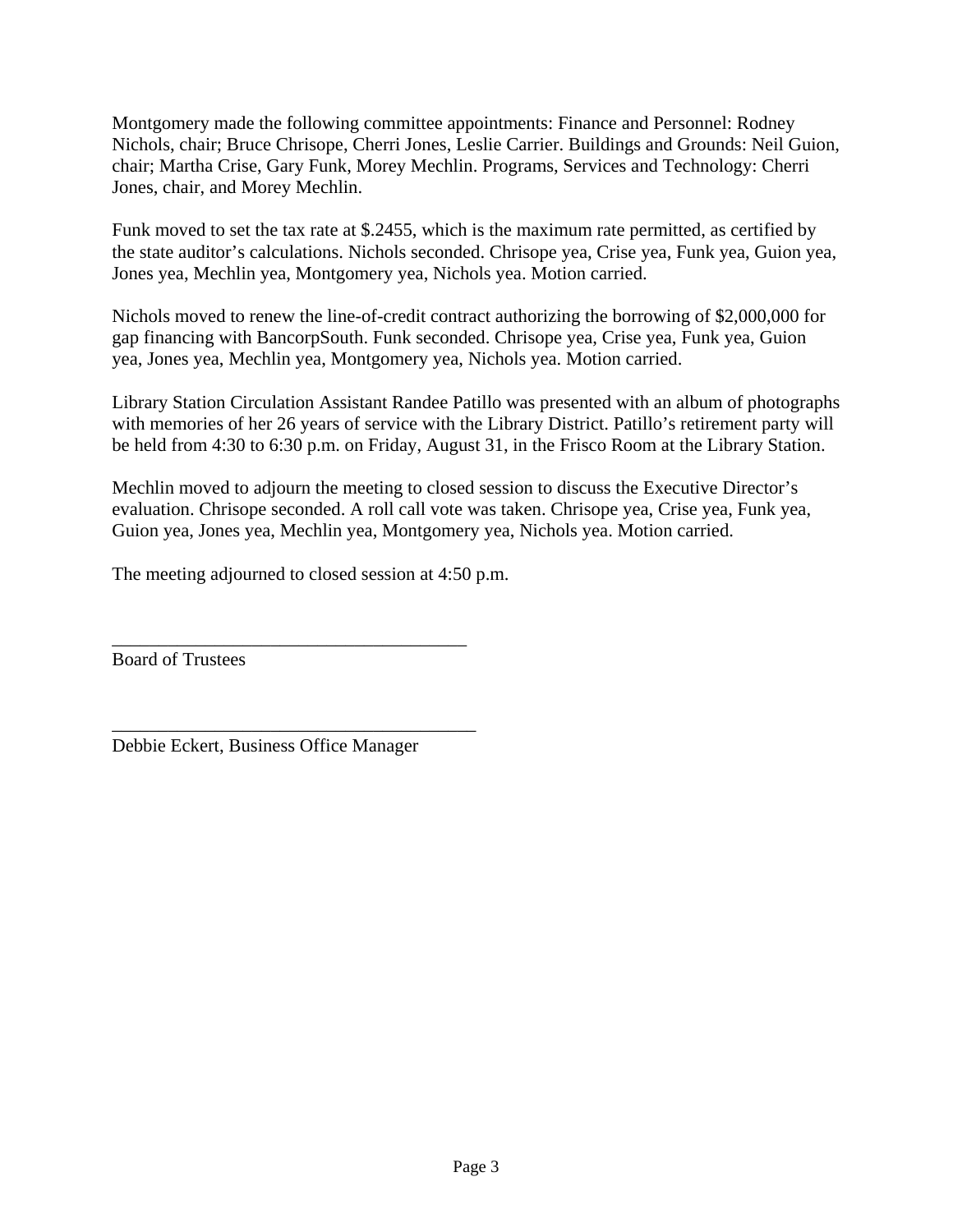Montgomery made the following committee appointments: Finance and Personnel: Rodney Nichols, chair; Bruce Chrisope, Cherri Jones, Leslie Carrier. Buildings and Grounds: Neil Guion, chair; Martha Crise, Gary Funk, Morey Mechlin. Programs, Services and Technology: Cherri Jones, chair, and Morey Mechlin.

Funk moved to set the tax rate at $.2455, which is the maximum rate permitted, as certified by the state auditor's calculations. Nichols seconded. Chrisope yea, Crise yea, Funk yea, Guion yea, Jones yea, Mechlin yea, Montgomery yea, Nichols yea. Motion carried.

Nichols moved to renew the line-of-credit contract authorizing the borrowing of $2,000,000 for gap financing with BancorpSouth. Funk seconded. Chrisope yea, Crise yea, Funk yea, Guion yea, Jones yea, Mechlin yea, Montgomery yea, Nichols yea. Motion carried.

Library Station Circulation Assistant Randee Patillo was presented with an album of photographs with memories of her 26 years of service with the Library District. Patillo's retirement party will be held from 4:30 to 6:30 p.m. on Friday, August 31, in the Frisco Room at the Library Station.

Mechlin moved to adjourn the meeting to closed session to discuss the Executive Director's evaluation. Chrisope seconded. A roll call vote was taken. Chrisope yea, Crise yea, Funk yea, Guion yea, Jones yea, Mechlin yea, Montgomery yea, Nichols yea. Motion carried.

The meeting adjourned to closed session at 4:50 p.m.

_______________________________________
Board of Trustees

_______________________________________
Debbie Eckert, Business Office Manager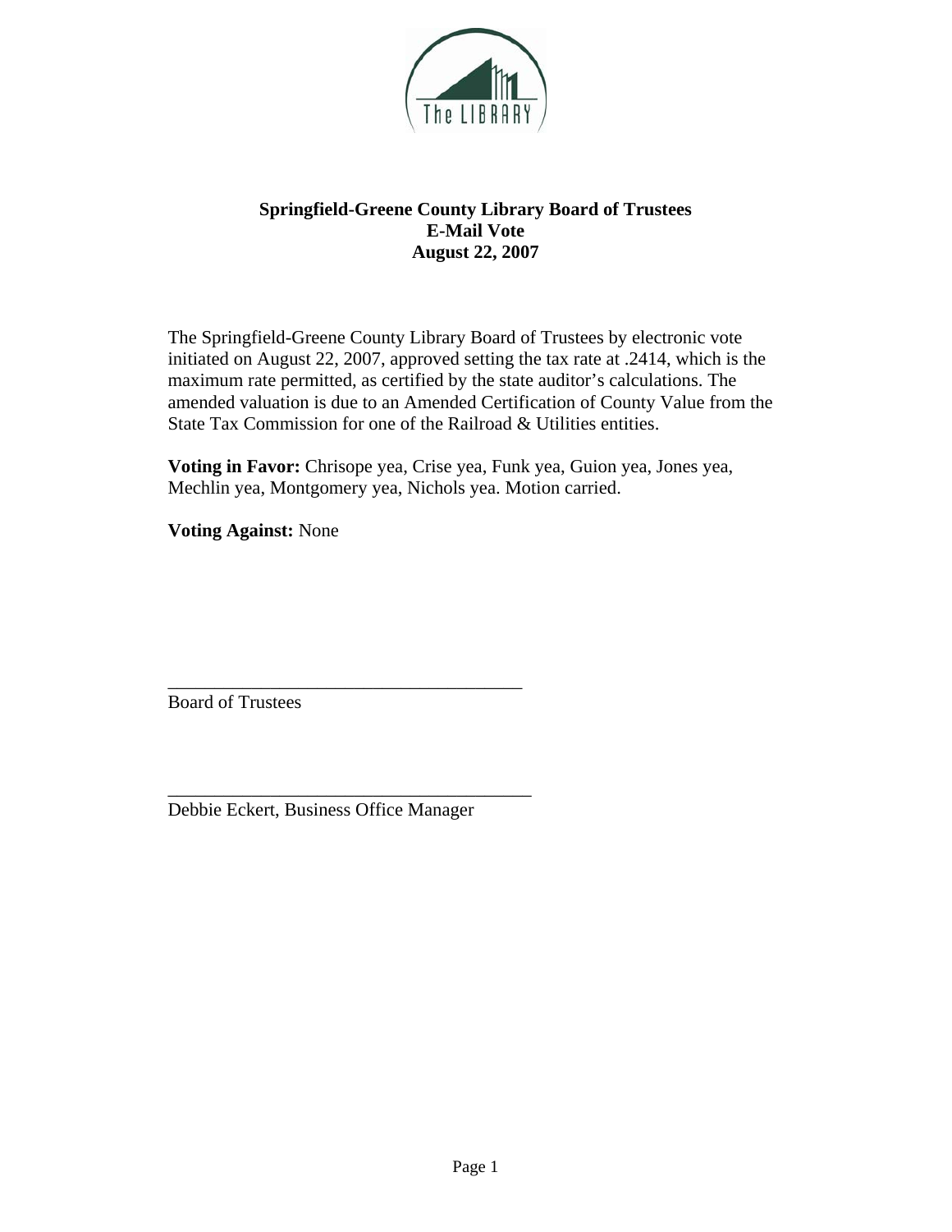**Springfield-Greene County Library Board of Trustees**
**E-Mail Vote**
**August 22, 2007**

The Springfield-Greene County Library Board of Trustees by electronic vote initiated on August 22, 2007, approved setting the tax rate at .2414, which is the maximum rate permitted, as certified by the state auditor's calculations. The amended valuation is due to an Amended Certification of County Value from the State Tax Commission for one of the Railroad & Utilities entities.

**Voting in Favor:** Chrisope yea, Crise yea, Funk yea, Guion yea, Jones yea, Mechlin yea, Montgomery yea, Nichols yea. Motion carried.

**Voting Against:** None

_______________________________________
Board of Trustees

_______________________________________
Debbie Eckert, Business Office Manager